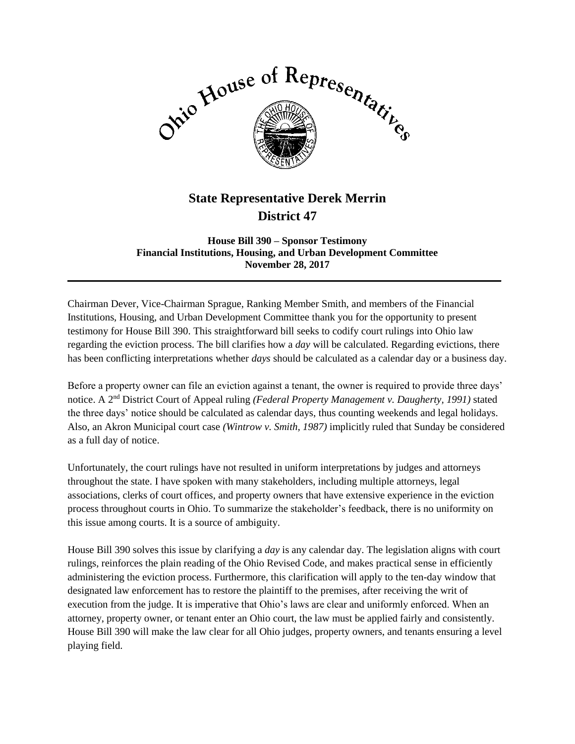# Ohio House of Representatives

## State Representative Derek Merrin
## District 47

**House Bill 390 – Sponsor Testimony**
**Financial Institutions, Housing, and Urban Development Committee**
**November 28, 2017**

---

Chairman Dever, Vice-Chairman Sprague, Ranking Member Smith, and members of the Financial Institutions, Housing, and Urban Development Committee thank you for the opportunity to present testimony for House Bill 390. This straightforward bill seeks to codify court rulings into Ohio law regarding the eviction process. The bill clarifies how a *day* will be calculated. Regarding evictions, there has been conflicting interpretations whether *days* should be calculated as a calendar day or a business day.

Before a property owner can file an eviction against a tenant, the owner is required to provide three days' notice. A 2nd District Court of Appeal ruling *(Federal Property Management v. Daugherty, 1991)* stated the three days' notice should be calculated as calendar days, thus counting weekends and legal holidays. Also, an Akron Municipal court case *(Wintrow v. Smith, 1987)* implicitly ruled that Sunday be considered as a full day of notice.

Unfortunately, the court rulings have not resulted in uniform interpretations by judges and attorneys throughout the state. I have spoken with many stakeholders, including multiple attorneys, legal associations, clerks of court offices, and property owners that have extensive experience in the eviction process throughout courts in Ohio. To summarize the stakeholder's feedback, there is no uniformity on this issue among courts. It is a source of ambiguity.

House Bill 390 solves this issue by clarifying a *day* is any calendar day. The legislation aligns with court rulings, reinforces the plain reading of the Ohio Revised Code, and makes practical sense in efficiently administering the eviction process. Furthermore, this clarification will apply to the ten-day window that designated law enforcement has to restore the plaintiff to the premises, after receiving the writ of execution from the judge. It is imperative that Ohio's laws are clear and uniformly enforced. When an attorney, property owner, or tenant enter an Ohio court, the law must be applied fairly and consistently. House Bill 390 will make the law clear for all Ohio judges, property owners, and tenants ensuring a level playing field.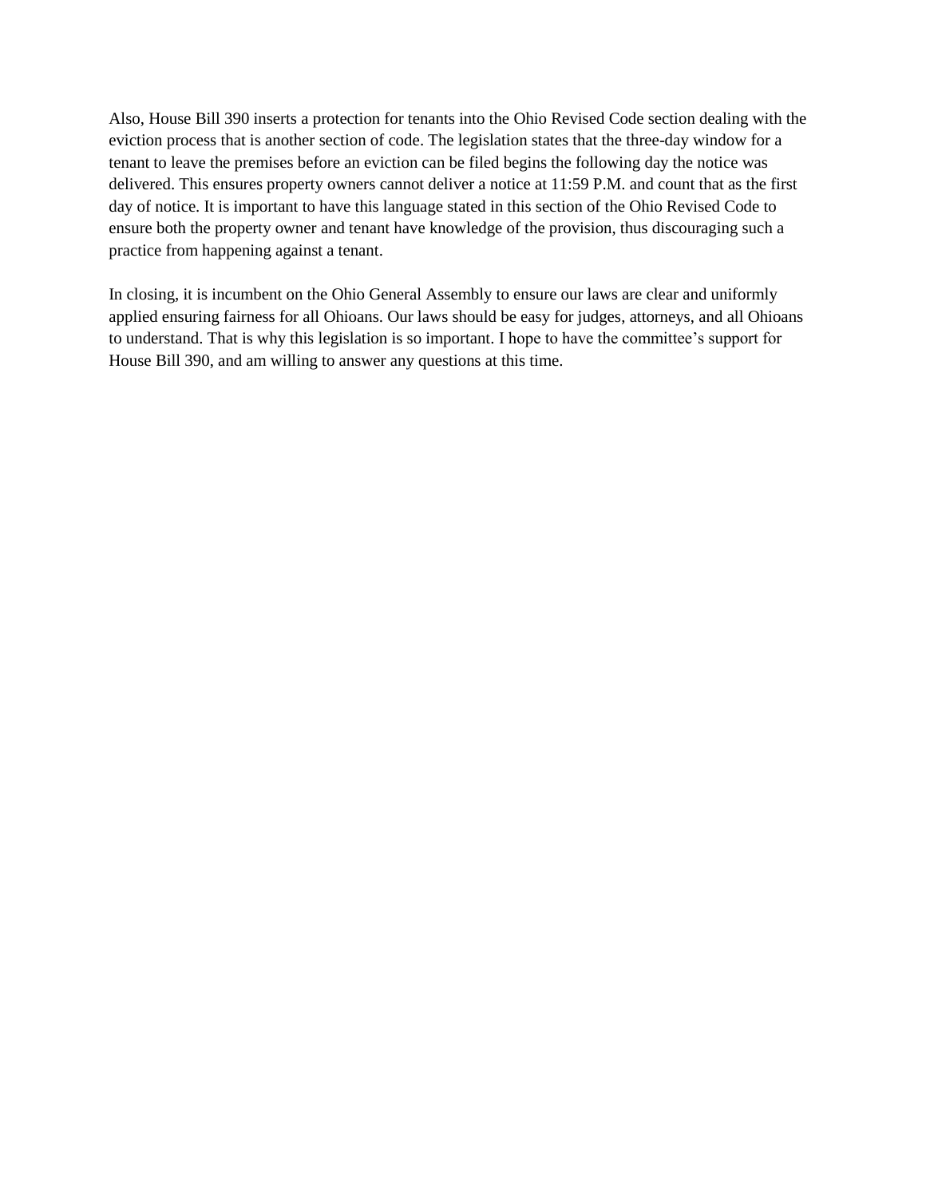Also, House Bill 390 inserts a protection for tenants into the Ohio Revised Code section dealing with the eviction process that is another section of code. The legislation states that the three-day window for a tenant to leave the premises before an eviction can be filed begins the following day the notice was delivered. This ensures property owners cannot deliver a notice at 11:59 P.M. and count that as the first day of notice. It is important to have this language stated in this section of the Ohio Revised Code to ensure both the property owner and tenant have knowledge of the provision, thus discouraging such a practice from happening against a tenant.

In closing, it is incumbent on the Ohio General Assembly to ensure our laws are clear and uniformly applied ensuring fairness for all Ohioans. Our laws should be easy for judges, attorneys, and all Ohioans to understand. That is why this legislation is so important. I hope to have the committee's support for House Bill 390, and am willing to answer any questions at this time.